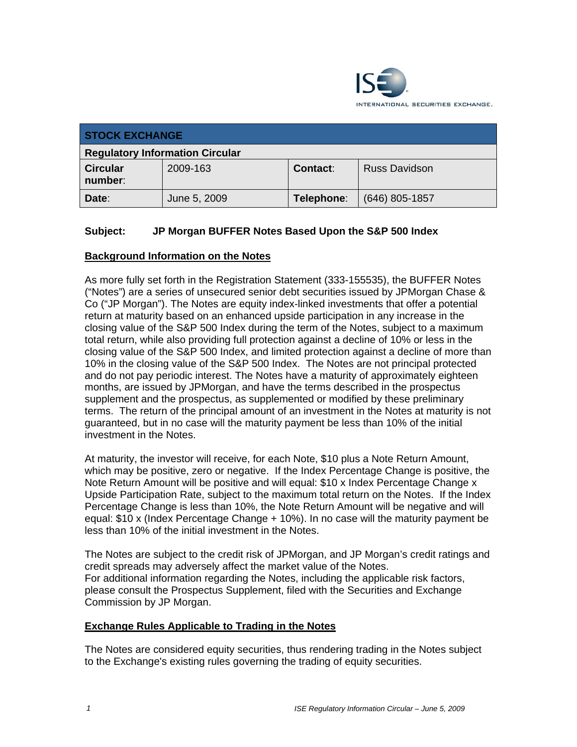INTERNATIONAL SECURITIES EXCHANGE.

| STOCK EXCHANGE | | | |
|---|---|---|---|
| **Regulatory Information Circular** | | | |
| **Circular number**: | 2009-163 | **Contact**: | Russ Davidson |
| **Date**: | June 5, 2009 | **Telephone**: | (646) 805-1857 |

**Subject: JP Morgan BUFFER Notes Based Upon the S&P 500 Index**

**Background Information on the Notes**

As more fully set forth in the Registration Statement (333-155535), the BUFFER Notes ("Notes") are a series of unsecured senior debt securities issued by JPMorgan Chase & Co ("JP Morgan"). The Notes are equity index-linked investments that offer a potential return at maturity based on an enhanced upside participation in any increase in the closing value of the S&P 500 Index during the term of the Notes, subject to a maximum total return, while also providing full protection against a decline of 10% or less in the closing value of the S&P 500 Index, and limited protection against a decline of more than 10% in the closing value of the S&P 500 Index. The Notes are not principal protected and do not pay periodic interest. The Notes have a maturity of approximately eighteen months, are issued by JPMorgan, and have the terms described in the prospectus supplement and the prospectus, as supplemented or modified by these preliminary terms. The return of the principal amount of an investment in the Notes at maturity is not guaranteed, but in no case will the maturity payment be less than 10% of the initial investment in the Notes.

At maturity, the investor will receive, for each Note, $10 plus a Note Return Amount, which may be positive, zero or negative. If the Index Percentage Change is positive, the Note Return Amount will be positive and will equal: $10 x Index Percentage Change x Upside Participation Rate, subject to the maximum total return on the Notes. If the Index Percentage Change is less than 10%, the Note Return Amount will be negative and will equal: $10 x (Index Percentage Change + 10%). In no case will the maturity payment be less than 10% of the initial investment in the Notes.

The Notes are subject to the credit risk of JPMorgan, and JP Morgan's credit ratings and credit spreads may adversely affect the market value of the Notes.
For additional information regarding the Notes, including the applicable risk factors, please consult the Prospectus Supplement, filed with the Securities and Exchange Commission by JP Morgan.

**Exchange Rules Applicable to Trading in the Notes**

The Notes are considered equity securities, thus rendering trading in the Notes subject to the Exchange's existing rules governing the trading of equity securities.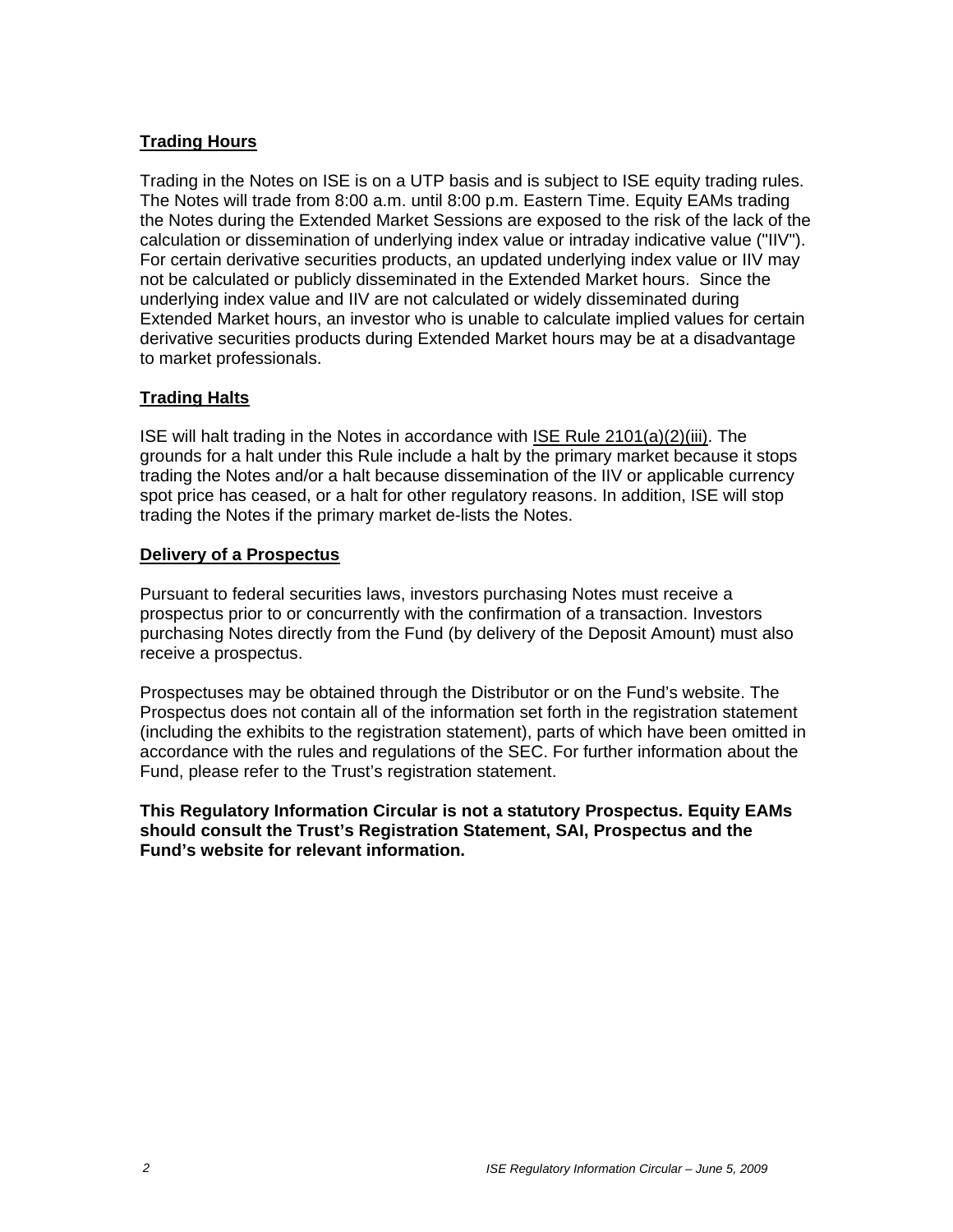**Trading Hours**

Trading in the Notes on ISE is on a UTP basis and is subject to ISE equity trading rules. The Notes will trade from 8:00 a.m. until 8:00 p.m. Eastern Time. Equity EAMs trading the Notes during the Extended Market Sessions are exposed to the risk of the lack of the calculation or dissemination of underlying index value or intraday indicative value ("IIV"). For certain derivative securities products, an updated underlying index value or IIV may not be calculated or publicly disseminated in the Extended Market hours. Since the underlying index value and IIV are not calculated or widely disseminated during Extended Market hours, an investor who is unable to calculate implied values for certain derivative securities products during Extended Market hours may be at a disadvantage to market professionals.

**Trading Halts**

ISE will halt trading in the Notes in accordance with ISE Rule 2101(a)(2)(iii). The grounds for a halt under this Rule include a halt by the primary market because it stops trading the Notes and/or a halt because dissemination of the IIV or applicable currency spot price has ceased, or a halt for other regulatory reasons. In addition, ISE will stop trading the Notes if the primary market de-lists the Notes.

**Delivery of a Prospectus**

Pursuant to federal securities laws, investors purchasing Notes must receive a prospectus prior to or concurrently with the confirmation of a transaction. Investors purchasing Notes directly from the Fund (by delivery of the Deposit Amount) must also receive a prospectus.

Prospectuses may be obtained through the Distributor or on the Fund's website. The Prospectus does not contain all of the information set forth in the registration statement (including the exhibits to the registration statement), parts of which have been omitted in accordance with the rules and regulations of the SEC. For further information about the Fund, please refer to the Trust's registration statement.

**This Regulatory Information Circular is not a statutory Prospectus. Equity EAMs should consult the Trust's Registration Statement, SAI, Prospectus and the Fund's website for relevant information.**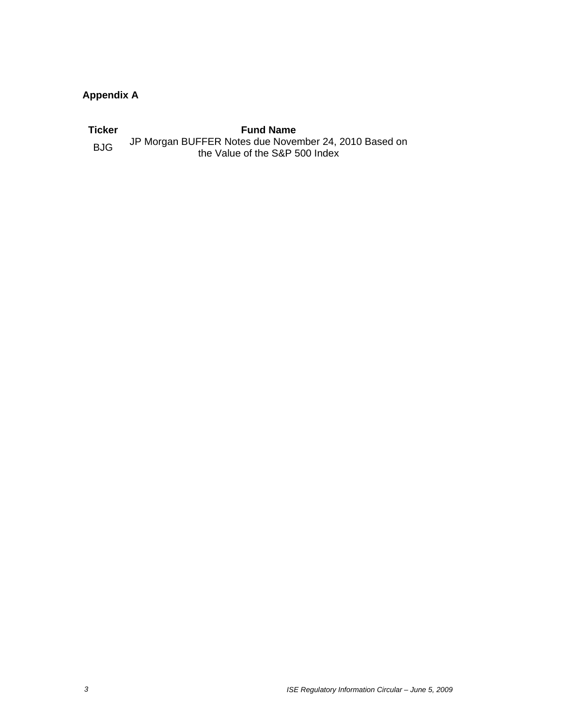**Appendix A**

| Ticker | Fund Name |
|---|---|
| BJG | JP Morgan BUFFER Notes due November 24, 2010 Based on the Value of the S&P 500 Index |